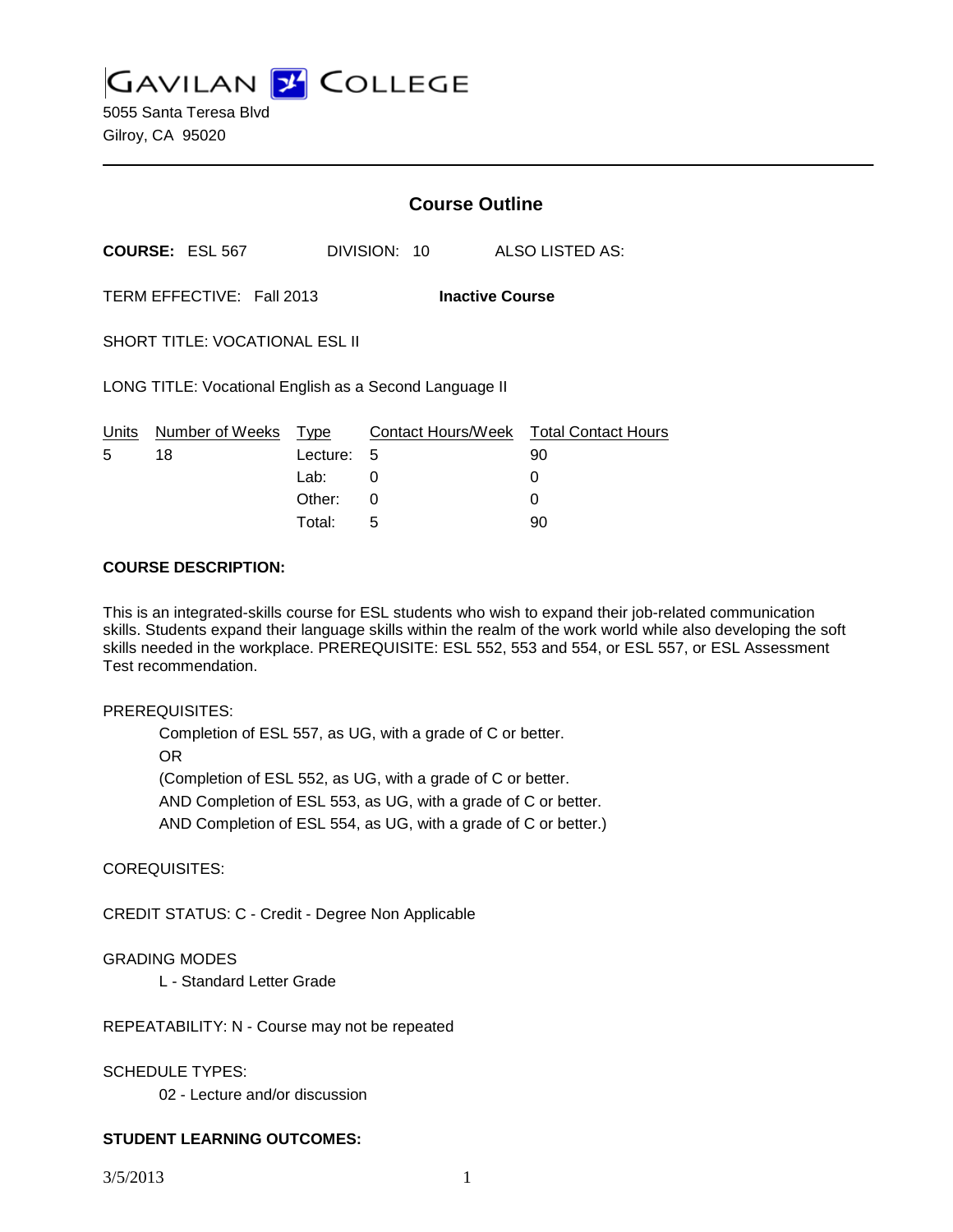# GAVILAN COLLEGE

5055 Santa Teresa Blvd
Gilroy, CA 95020

## Course Outline

**COURSE:** ESL 567 DIVISION: 10 ALSO LISTED AS:

TERM EFFECTIVE: Fall 2013 **Inactive Course**

SHORT TITLE: VOCATIONAL ESL II

LONG TITLE: Vocational English as a Second Language II

| Units | Number of Weeks | Type | Contact Hours/Week | Total Contact Hours |
|---|---|---|---|---|
| 5 | 18 | Lecture: | 5 | 90 |
| | | Lab: | 0 | 0 |
| | | Other: | 0 | 0 |
| | | Total: | 5 | 90 |

**COURSE DESCRIPTION:**

This is an integrated-skills course for ESL students who wish to expand their job-related communication skills. Students expand their language skills within the realm of the work world while also developing the soft skills needed in the workplace. PREREQUISITE: ESL 552, 553 and 554, or ESL 557, or ESL Assessment Test recommendation.

PREREQUISITES:

Completion of ESL 557, as UG, with a grade of C or better.
OR
(Completion of ESL 552, as UG, with a grade of C or better.
AND Completion of ESL 553, as UG, with a grade of C or better.
AND Completion of ESL 554, as UG, with a grade of C or better.)

COREQUISITES:

CREDIT STATUS: C - Credit - Degree Non Applicable

GRADING MODES

L - Standard Letter Grade

REPEATABILITY: N - Course may not be repeated

SCHEDULE TYPES:

02 - Lecture and/or discussion

**STUDENT LEARNING OUTCOMES:**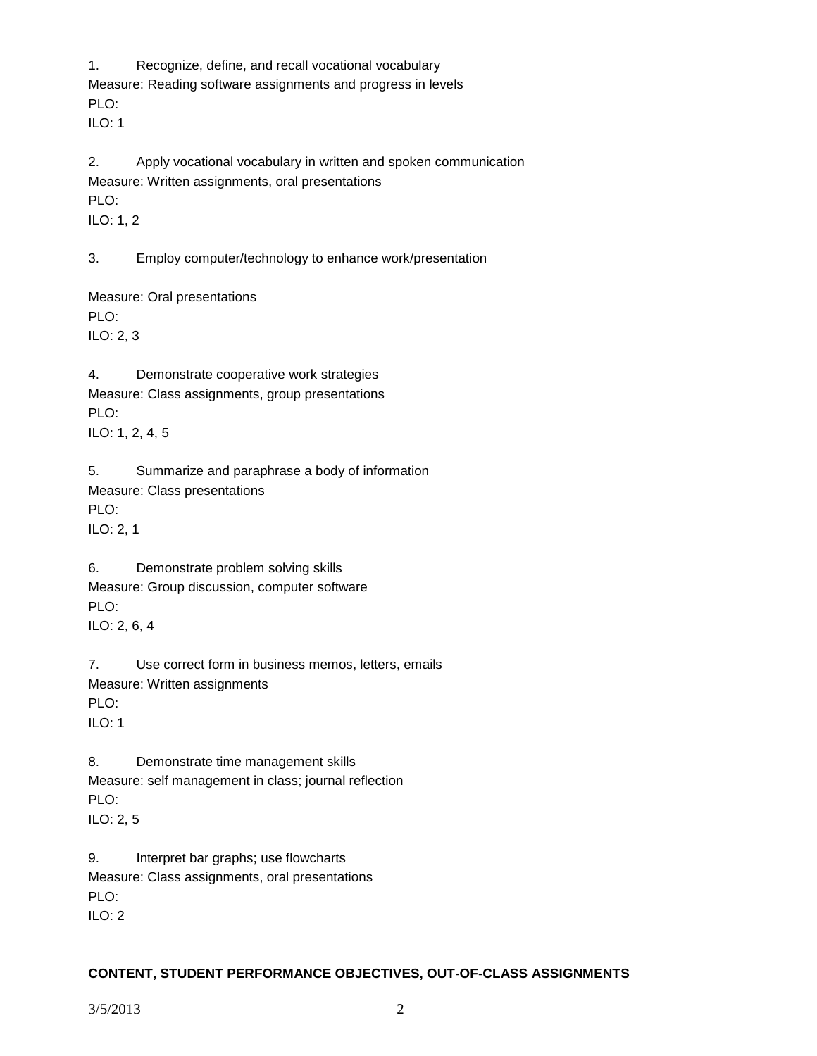1. Recognize, define, and recall vocational vocabulary
Measure: Reading software assignments and progress in levels
PLO:
ILO: 1

2. Apply vocational vocabulary in written and spoken communication
Measure: Written assignments, oral presentations
PLO:
ILO: 1, 2

3. Employ computer/technology to enhance work/presentation

Measure: Oral presentations
PLO:
ILO: 2, 3

4. Demonstrate cooperative work strategies
Measure: Class assignments, group presentations
PLO:
ILO: 1, 2, 4, 5

5. Summarize and paraphrase a body of information
Measure: Class presentations
PLO:
ILO: 2, 1

6. Demonstrate problem solving skills
Measure: Group discussion, computer software
PLO:
ILO: 2, 6, 4

7. Use correct form in business memos, letters, emails
Measure: Written assignments
PLO:
ILO: 1

8. Demonstrate time management skills
Measure: self management in class; journal reflection
PLO:
ILO: 2, 5

9. Interpret bar graphs; use flowcharts
Measure: Class assignments, oral presentations
PLO:
ILO: 2

**CONTENT, STUDENT PERFORMANCE OBJECTIVES, OUT-OF-CLASS ASSIGNMENTS**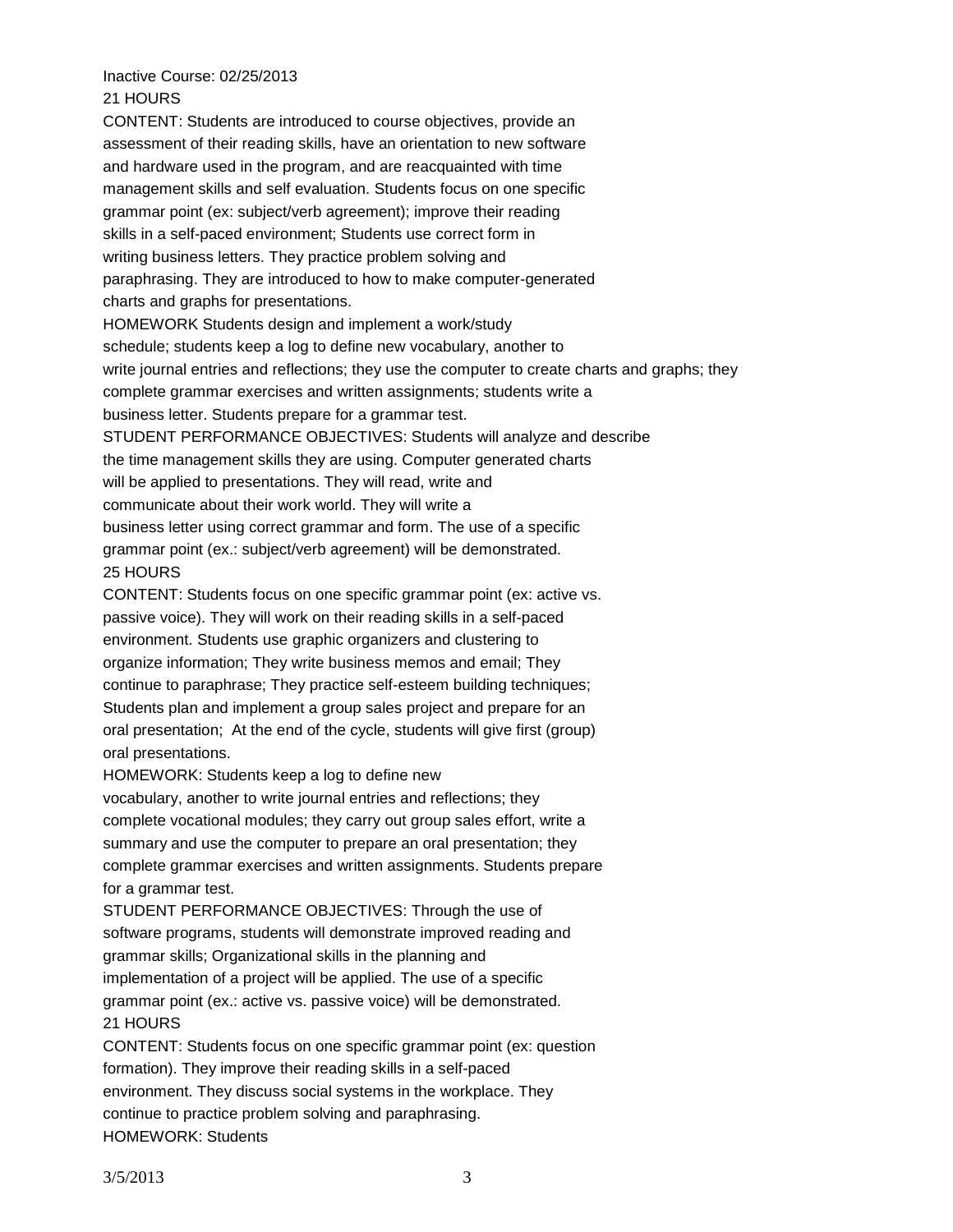Inactive Course: 02/25/2013

21 HOURS

CONTENT: Students are introduced to course objectives, provide an assessment of their reading skills, have an orientation to new software and hardware used in the program, and are reacquainted with time management skills and self evaluation. Students focus on one specific grammar point (ex: subject/verb agreement); improve their reading skills in a self-paced environment; Students use correct form in writing business letters. They practice problem solving and paraphrasing. They are introduced to how to make computer-generated charts and graphs for presentations.

HOMEWORK Students design and implement a work/study schedule; students keep a log to define new vocabulary, another to write journal entries and reflections; they use the computer to create charts and graphs; they complete grammar exercises and written assignments; students write a business letter. Students prepare for a grammar test.

STUDENT PERFORMANCE OBJECTIVES: Students will analyze and describe the time management skills they are using. Computer generated charts will be applied to presentations. They will read, write and communicate about their work world. They will write a business letter using correct grammar and form. The use of a specific grammar point (ex.: subject/verb agreement) will be demonstrated.

25 HOURS

CONTENT: Students focus on one specific grammar point (ex: active vs. passive voice). They will work on their reading skills in a self-paced environment. Students use graphic organizers and clustering to organize information; They write business memos and email; They continue to paraphrase; They practice self-esteem building techniques; Students plan and implement a group sales project and prepare for an oral presentation; At the end of the cycle, students will give first (group) oral presentations.

HOMEWORK: Students keep a log to define new vocabulary, another to write journal entries and reflections; they complete vocational modules; they carry out group sales effort, write a summary and use the computer to prepare an oral presentation; they complete grammar exercises and written assignments. Students prepare for a grammar test.

STUDENT PERFORMANCE OBJECTIVES: Through the use of software programs, students will demonstrate improved reading and grammar skills; Organizational skills in the planning and implementation of a project will be applied. The use of a specific grammar point (ex.: active vs. passive voice) will be demonstrated.

21 HOURS

CONTENT: Students focus on one specific grammar point (ex: question formation). They improve their reading skills in a self-paced environment. They discuss social systems in the workplace. They continue to practice problem solving and paraphrasing.

HOMEWORK: Students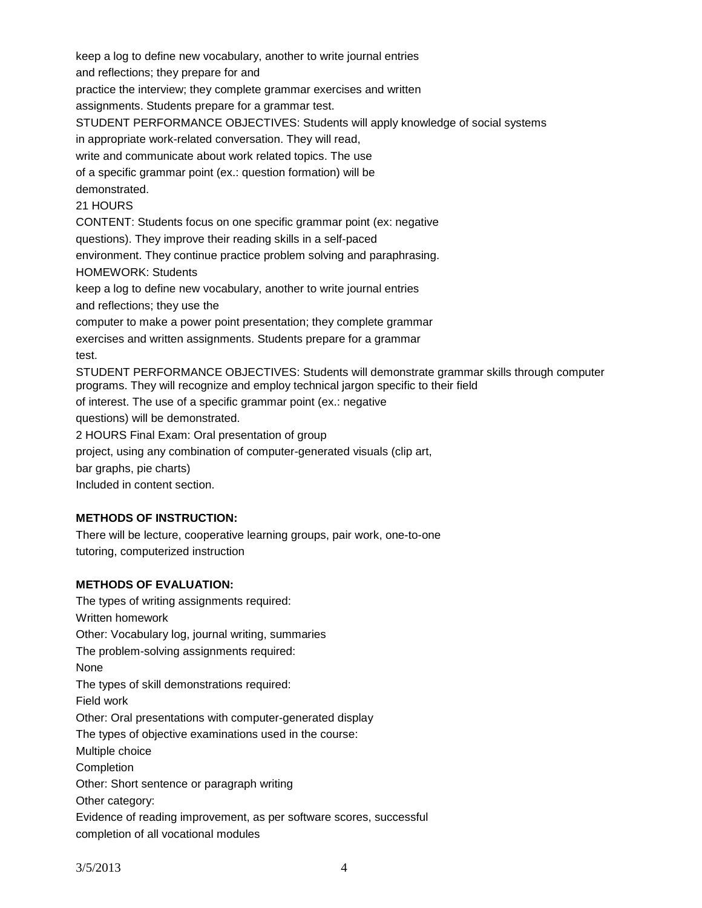keep a log to define new vocabulary, another to write journal entries and reflections; they prepare for and practice the interview; they complete grammar exercises and written assignments. Students prepare for a grammar test.

STUDENT PERFORMANCE OBJECTIVES: Students will apply knowledge of social systems in appropriate work-related conversation. They will read, write and communicate about work related topics. The use of a specific grammar point (ex.: question formation) will be demonstrated.

21 HOURS

CONTENT: Students focus on one specific grammar point (ex: negative questions). They improve their reading skills in a self-paced environment. They continue practice problem solving and paraphrasing.

HOMEWORK: Students keep a log to define new vocabulary, another to write journal entries and reflections; they use the computer to make a power point presentation; they complete grammar exercises and written assignments. Students prepare for a grammar test.

STUDENT PERFORMANCE OBJECTIVES: Students will demonstrate grammar skills through computer programs. They will recognize and employ technical jargon specific to their field of interest. The use of a specific grammar point (ex.: negative questions) will be demonstrated.

2 HOURS Final Exam: Oral presentation of group project, using any combination of computer-generated visuals (clip art, bar graphs, pie charts)

Included in content section.

**METHODS OF INSTRUCTION:**

There will be lecture, cooperative learning groups, pair work, one-to-one tutoring, computerized instruction

**METHODS OF EVALUATION:**

The types of writing assignments required:

Written homework

Other: Vocabulary log, journal writing, summaries

The problem-solving assignments required:

None

The types of skill demonstrations required:

Field work

Other: Oral presentations with computer-generated display

The types of objective examinations used in the course:

Multiple choice

Completion

Other: Short sentence or paragraph writing

Other category:

Evidence of reading improvement, as per software scores, successful completion of all vocational modules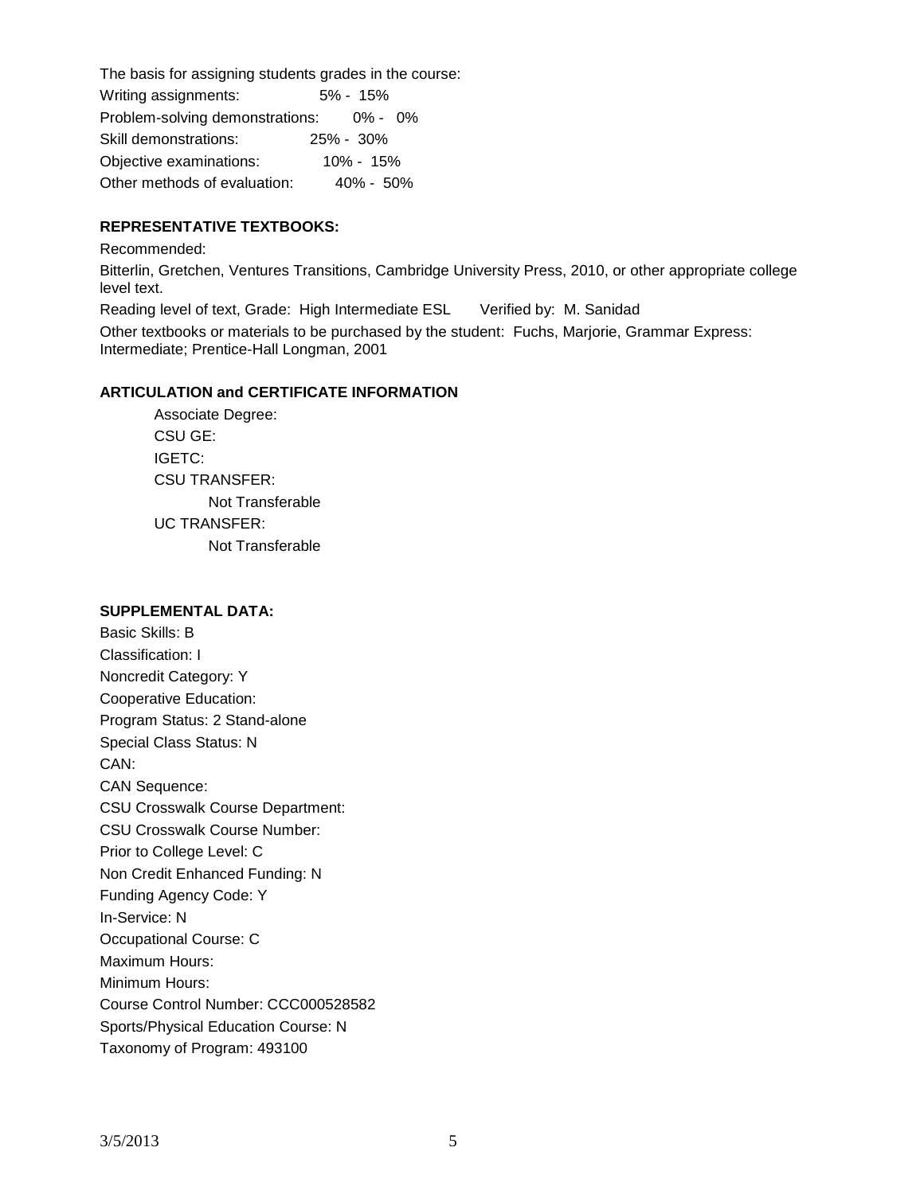The basis for assigning students grades in the course:

| | |
|---|---|
| Writing assignments: | 5% - 15% |
| Problem-solving demonstrations: | 0% - 0% |
| Skill demonstrations: | 25% - 30% |
| Objective examinations: | 10% - 15% |
| Other methods of evaluation: | 40% - 50% |

**REPRESENTATIVE TEXTBOOKS:**

Recommended:

Bitterlin, Gretchen, Ventures Transitions, Cambridge University Press, 2010, or other appropriate college level text.

Reading level of text, Grade: High Intermediate ESL Verified by: M. Sanidad

Other textbooks or materials to be purchased by the student: Fuchs, Marjorie, Grammar Express: Intermediate; Prentice-Hall Longman, 2001

**ARTICULATION and CERTIFICATE INFORMATION**

Associate Degree:
CSU GE:
IGETC:
CSU TRANSFER:
Not Transferable
UC TRANSFER:
Not Transferable

**SUPPLEMENTAL DATA:**

Basic Skills: B
Classification: I
Noncredit Category: Y
Cooperative Education:
Program Status: 2 Stand-alone
Special Class Status: N
CAN:
CAN Sequence:
CSU Crosswalk Course Department:
CSU Crosswalk Course Number:
Prior to College Level: C
Non Credit Enhanced Funding: N
Funding Agency Code: Y
In-Service: N
Occupational Course: C
Maximum Hours:
Minimum Hours:
Course Control Number: CCC000528582
Sports/Physical Education Course: N
Taxonomy of Program: 493100